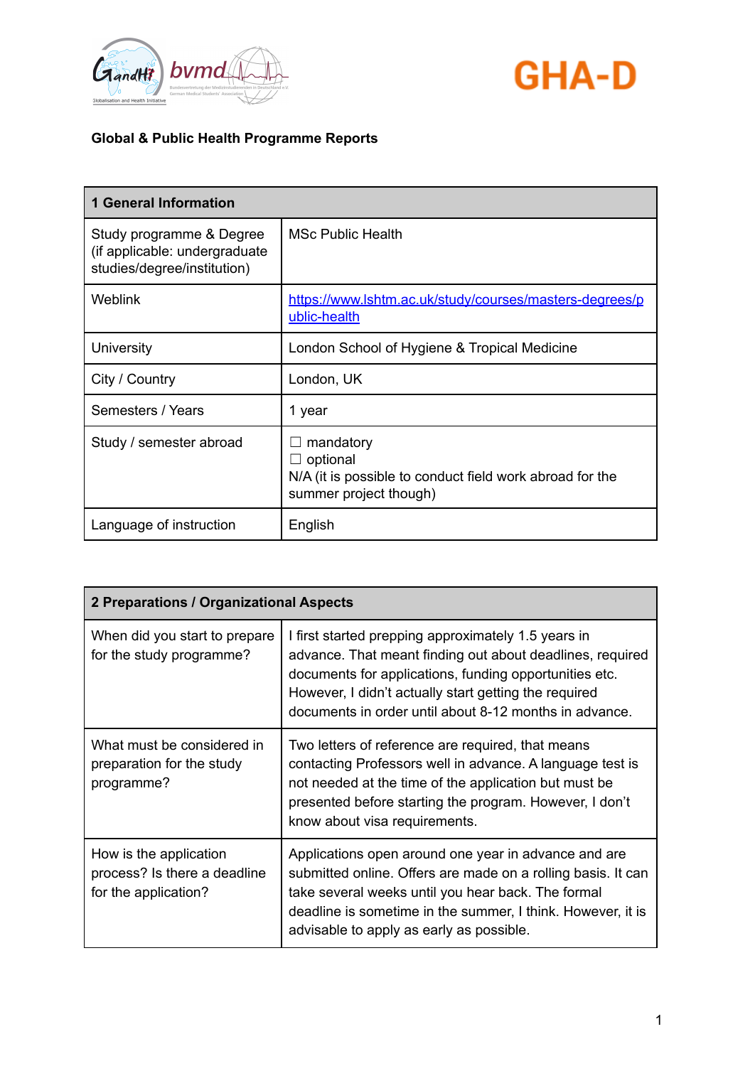GandHI bvmd GHA-D

**Global & Public Health Programme Reports**

| 1 General Information | |
|---|---|
| Study programme & Degree (if applicable: undergraduate studies/degree/institution) | MSc Public Health |
| Weblink | https://www.lshtm.ac.uk/study/courses/masters-degrees/public-health |
| University | London School of Hygiene & Tropical Medicine |
| City / Country | London, UK |
| Semesters / Years | 1 year |
| Study / semester abroad | ☐ mandatory<br>☐ optional<br>N/A (it is possible to conduct field work abroad for the summer project though) |
| Language of instruction | English |

| 2 Preparations / Organizational Aspects | |
|---|---|
| When did you start to prepare for the study programme? | I first started prepping approximately 1.5 years in advance. That meant finding out about deadlines, required documents for applications, funding opportunities etc. However, I didn't actually start getting the required documents in order until about 8-12 months in advance. |
| What must be considered in preparation for the study programme? | Two letters of reference are required, that means contacting Professors well in advance. A language test is not needed at the time of the application but must be presented before starting the program. However, I don't know about visa requirements. |
| How is the application process? Is there a deadline for the application? | Applications open around one year in advance and are submitted online. Offers are made on a rolling basis. It can take several weeks until you hear back. The formal deadline is sometime in the summer, I think. However, it is advisable to apply as early as possible. |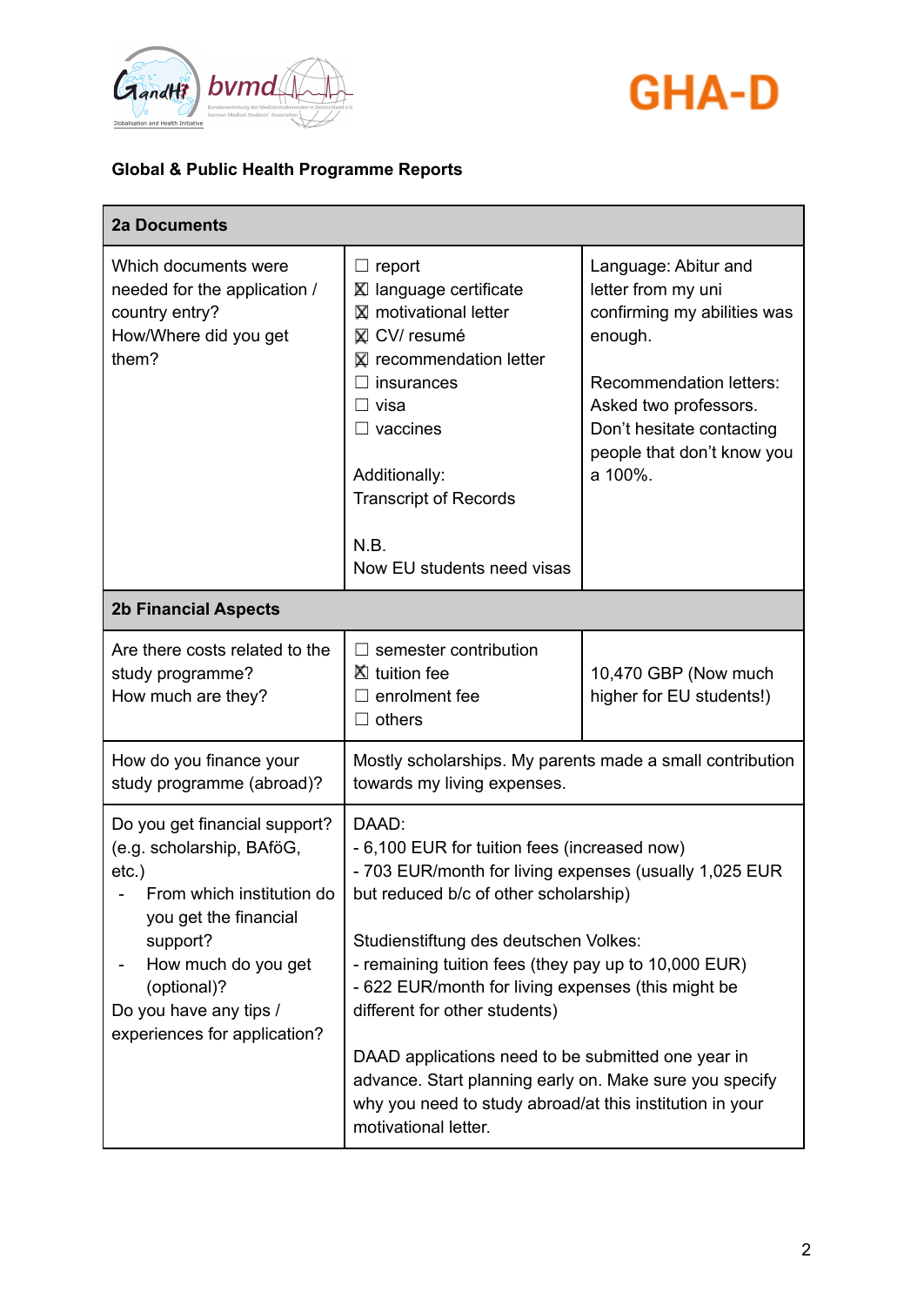**Global & Public Health Programme Reports**

| 2a Documents | | |
|---|---|---|
| Which documents were needed for the application / country entry?<br>How/Where did you get them? | ☐ report<br>☒ language certificate<br>☒ motivational letter<br>☒ CV/ resumé<br>☒ recommendation letter<br>☐ insurances<br>☐ visa<br>☐ vaccines<br><br>Additionally:<br>Transcript of Records<br><br>N.B.<br>Now EU students need visas | Language: Abitur and letter from my uni confirming my abilities was enough.<br><br>Recommendation letters: Asked two professors. Don't hesitate contacting people that don't know you a 100%. |
| **2b Financial Aspects** | | |
| Are there costs related to the study programme?<br>How much are they? | ☐ semester contribution<br>☒ tuition fee<br>☐ enrolment fee<br>☐ others | 10,470 GBP (Now much higher for EU students!) |
| How do you finance your study programme (abroad)? | Mostly scholarships. My parents made a small contribution towards my living expenses. | |
| Do you get financial support? (e.g. scholarship, BAföG, etc.)<br>- From which institution do you get the financial support?<br>- How much do you get (optional)?<br>Do you have any tips / experiences for application? | DAAD:<br>- 6,100 EUR for tuition fees (increased now)<br>- 703 EUR/month for living expenses (usually 1,025 EUR but reduced b/c of other scholarship)<br><br>Studienstiftung des deutschen Volkes:<br>- remaining tuition fees (they pay up to 10,000 EUR)<br>- 622 EUR/month for living expenses (this might be different for other students)<br><br>DAAD applications need to be submitted one year in advance. Start planning early on. Make sure you specify why you need to study abroad/at this institution in your motivational letter. | |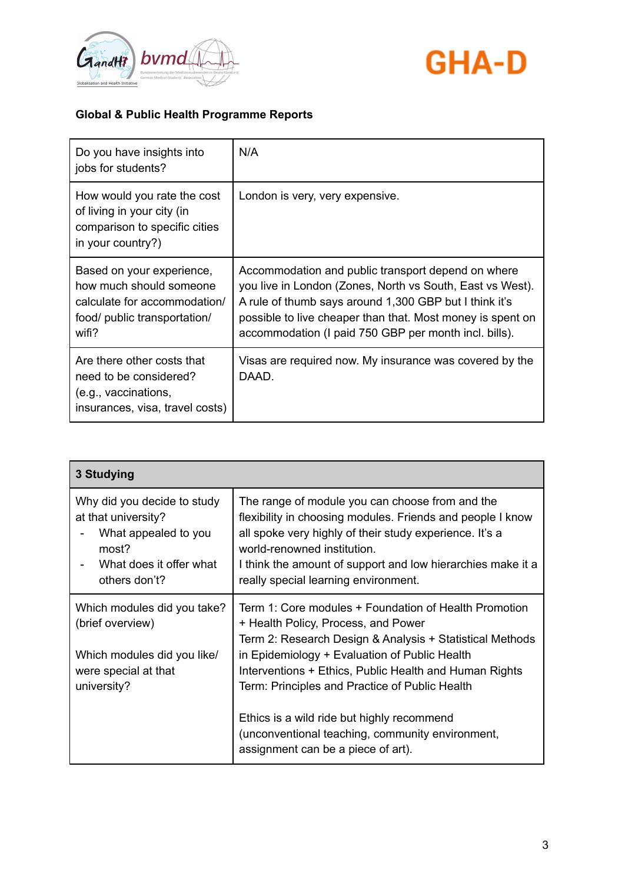**Global & Public Health Programme Reports**

| | |
|---|---|
| Do you have insights into jobs for students? | N/A |
| How would you rate the cost of living in your city (in comparison to specific cities in your country?) | London is very, very expensive. |
| Based on your experience, how much should someone calculate for accommodation/ food/ public transportation/ wifi? | Accommodation and public transport depend on where you live in London (Zones, North vs South, East vs West). A rule of thumb says around 1,300 GBP but I think it's possible to live cheaper than that. Most money is spent on accommodation (I paid 750 GBP per month incl. bills). |
| Are there other costs that need to be considered? (e.g., vaccinations, insurances, visa, travel costs) | Visas are required now. My insurance was covered by the DAAD. |

| **3 Studying** | |
|---|---|
| Why did you decide to study at that university?<br>- What appealed to you most?<br>- What does it offer what others don't? | The range of module you can choose from and the flexibility in choosing modules. Friends and people I know all spoke very highly of their study experience. It's a world-renowned institution.<br>I think the amount of support and low hierarchies make it a really special learning environment. |
| Which modules did you take? (brief overview)<br><br>Which modules did you like/ were special at that university? | Term 1: Core modules + Foundation of Health Promotion + Health Policy, Process, and Power<br>Term 2: Research Design & Analysis + Statistical Methods in Epidemiology + Evaluation of Public Health Interventions + Ethics, Public Health and Human Rights<br>Term: Principles and Practice of Public Health<br><br>Ethics is a wild ride but highly recommend (unconventional teaching, community environment, assignment can be a piece of art). |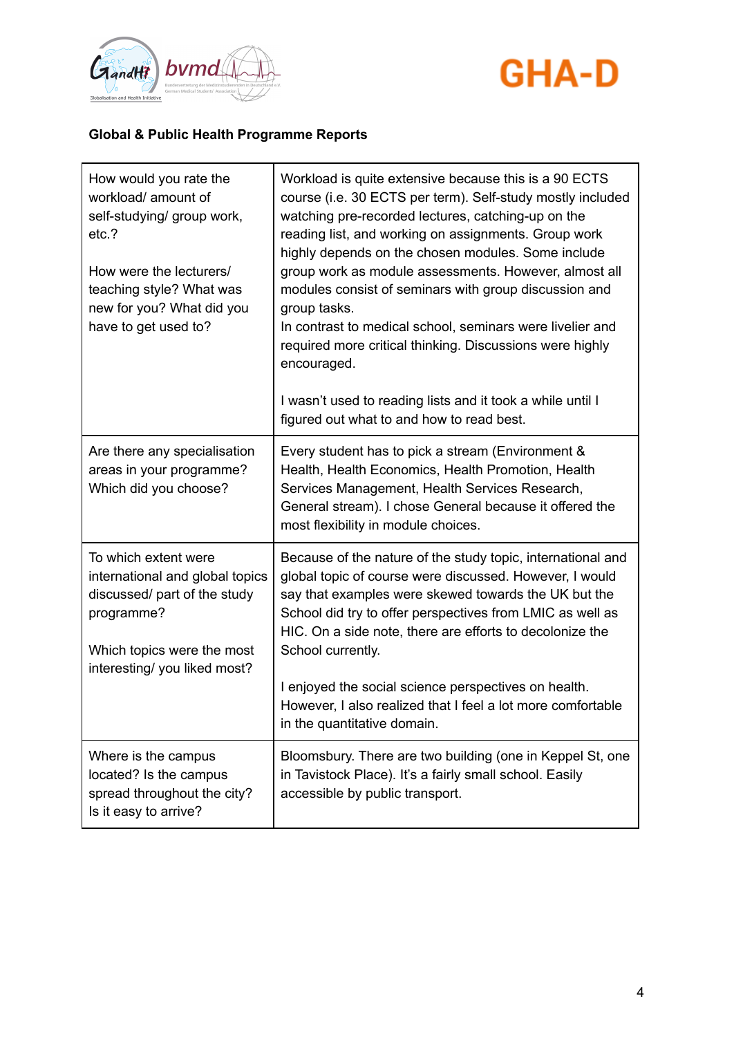**Global & Public Health Programme Reports**

| | |
|---|---|
| How would you rate the workload/ amount of self-studying/ group work, etc.?<br><br>How were the lecturers/ teaching style? What was new for you? What did you have to get used to? | Workload is quite extensive because this is a 90 ECTS course (i.e. 30 ECTS per term). Self-study mostly included watching pre-recorded lectures, catching-up on the reading list, and working on assignments. Group work highly depends on the chosen modules. Some include group work as module assessments. However, almost all modules consist of seminars with group discussion and group tasks.<br>In contrast to medical school, seminars were livelier and required more critical thinking. Discussions were highly encouraged.<br><br>I wasn't used to reading lists and it took a while until I figured out what to and how to read best. |
| Are there any specialisation areas in your programme? Which did you choose? | Every student has to pick a stream (Environment & Health, Health Economics, Health Promotion, Health Services Management, Health Services Research, General stream). I chose General because it offered the most flexibility in module choices. |
| To which extent were international and global topics discussed/ part of the study programme?<br><br>Which topics were the most interesting/ you liked most? | Because of the nature of the study topic, international and global topic of course were discussed. However, I would say that examples were skewed towards the UK but the School did try to offer perspectives from LMIC as well as HIC. On a side note, there are efforts to decolonize the School currently.<br><br>I enjoyed the social science perspectives on health. However, I also realized that I feel a lot more comfortable in the quantitative domain. |
| Where is the campus located? Is the campus spread throughout the city? Is it easy to arrive? | Bloomsbury. There are two building (one in Keppel St, one in Tavistock Place). It's a fairly small school. Easily accessible by public transport. |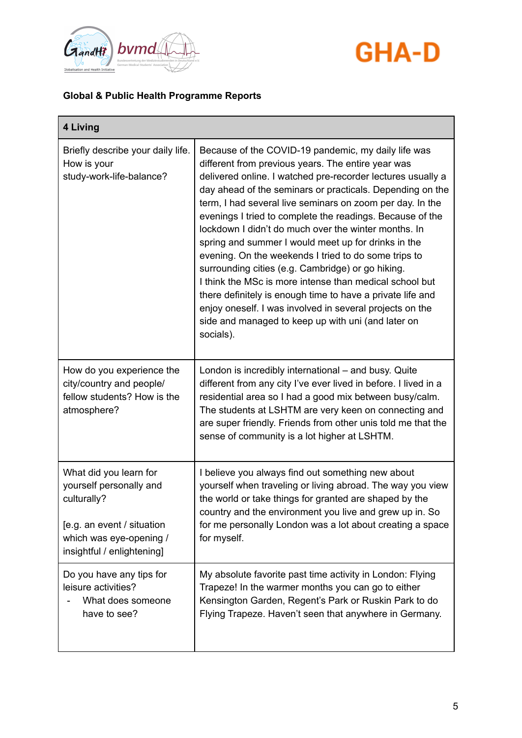**Global & Public Health Programme Reports**

| 4 Living | |
|---|---|
| Briefly describe your daily life. How is your study-work-life-balance? | Because of the COVID-19 pandemic, my daily life was different from previous years. The entire year was delivered online. I watched pre-recorder lectures usually a day ahead of the seminars or practicals. Depending on the term, I had several live seminars on zoom per day. In the evenings I tried to complete the readings. Because of the lockdown I didn't do much over the winter months. In spring and summer I would meet up for drinks in the evening. On the weekends I tried to do some trips to surrounding cities (e.g. Cambridge) or go hiking.<br>I think the MSc is more intense than medical school but there definitely is enough time to have a private life and enjoy oneself. I was involved in several projects on the side and managed to keep up with uni (and later on socials). |
| How do you experience the city/country and people/ fellow students? How is the atmosphere? | London is incredibly international – and busy. Quite different from any city I've ever lived in before. I lived in a residential area so I had a good mix between busy/calm. The students at LSHTM are very keen on connecting and are super friendly. Friends from other unis told me that the sense of community is a lot higher at LSHTM. |
| What did you learn for yourself personally and culturally?<br><br>[e.g. an event / situation which was eye-opening / insightful / enlightening] | I believe you always find out something new about yourself when traveling or living abroad. The way you view the world or take things for granted are shaped by the country and the environment you live and grew up in. So for me personally London was a lot about creating a space for myself. |
| Do you have any tips for leisure activities?<br>- What does someone have to see? | My absolute favorite past time activity in London: Flying Trapeze! In the warmer months you can go to either Kensington Garden, Regent's Park or Ruskin Park to do Flying Trapeze. Haven't seen that anywhere in Germany. |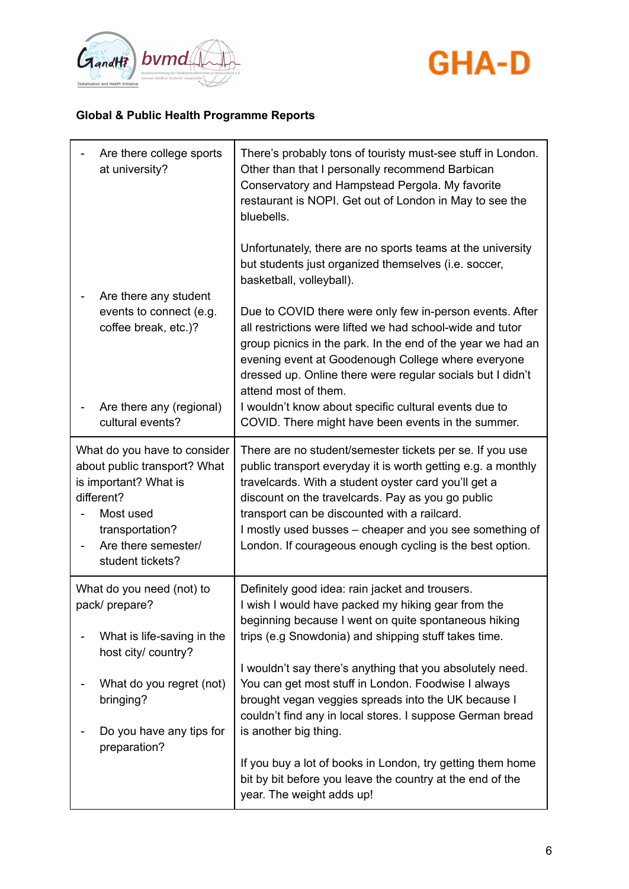**Global & Public Health Programme Reports**

| | |
|---|---|
| - Are there college sports at university?<br><br>- Are there any student events to connect (e.g. coffee break, etc.)?<br><br>- Are there any (regional) cultural events? | There's probably tons of touristy must-see stuff in London. Other than that I personally recommend Barbican Conservatory and Hampstead Pergola. My favorite restaurant is NOPI. Get out of London in May to see the bluebells.<br><br>Unfortunately, there are no sports teams at the university but students just organized themselves (i.e. soccer, basketball, volleyball).<br><br>Due to COVID there were only few in-person events. After all restrictions were lifted we had school-wide and tutor group picnics in the park. In the end of the year we had an evening event at Goodenough College where everyone dressed up. Online there were regular socials but I didn't attend most of them.<br>I wouldn't know about specific cultural events due to COVID. There might have been events in the summer. |
| What do you have to consider about public transport? What is important? What is different?<br>- Most used transportation?<br>- Are there semester/ student tickets? | There are no student/semester tickets per se. If you use public transport everyday it is worth getting e.g. a monthly travelcards. With a student oyster card you'll get a discount on the travelcards. Pay as you go public transport can be discounted with a railcard.<br>I mostly used busses – cheaper and you see something of London. If courageous enough cycling is the best option. |
| What do you need (not) to pack/ prepare?<br><br>- What is life-saving in the host city/ country?<br><br>- What do you regret (not) bringing?<br><br>- Do you have any tips for preparation? | Definitely good idea: rain jacket and trousers.<br>I wish I would have packed my hiking gear from the beginning because I went on quite spontaneous hiking trips (e.g Snowdonia) and shipping stuff takes time.<br><br>I wouldn't say there's anything that you absolutely need. You can get most stuff in London. Foodwise I always brought vegan veggies spreads into the UK because I couldn't find any in local stores. I suppose German bread is another big thing.<br><br>If you buy a lot of books in London, try getting them home bit by bit before you leave the country at the end of the year. The weight adds up! |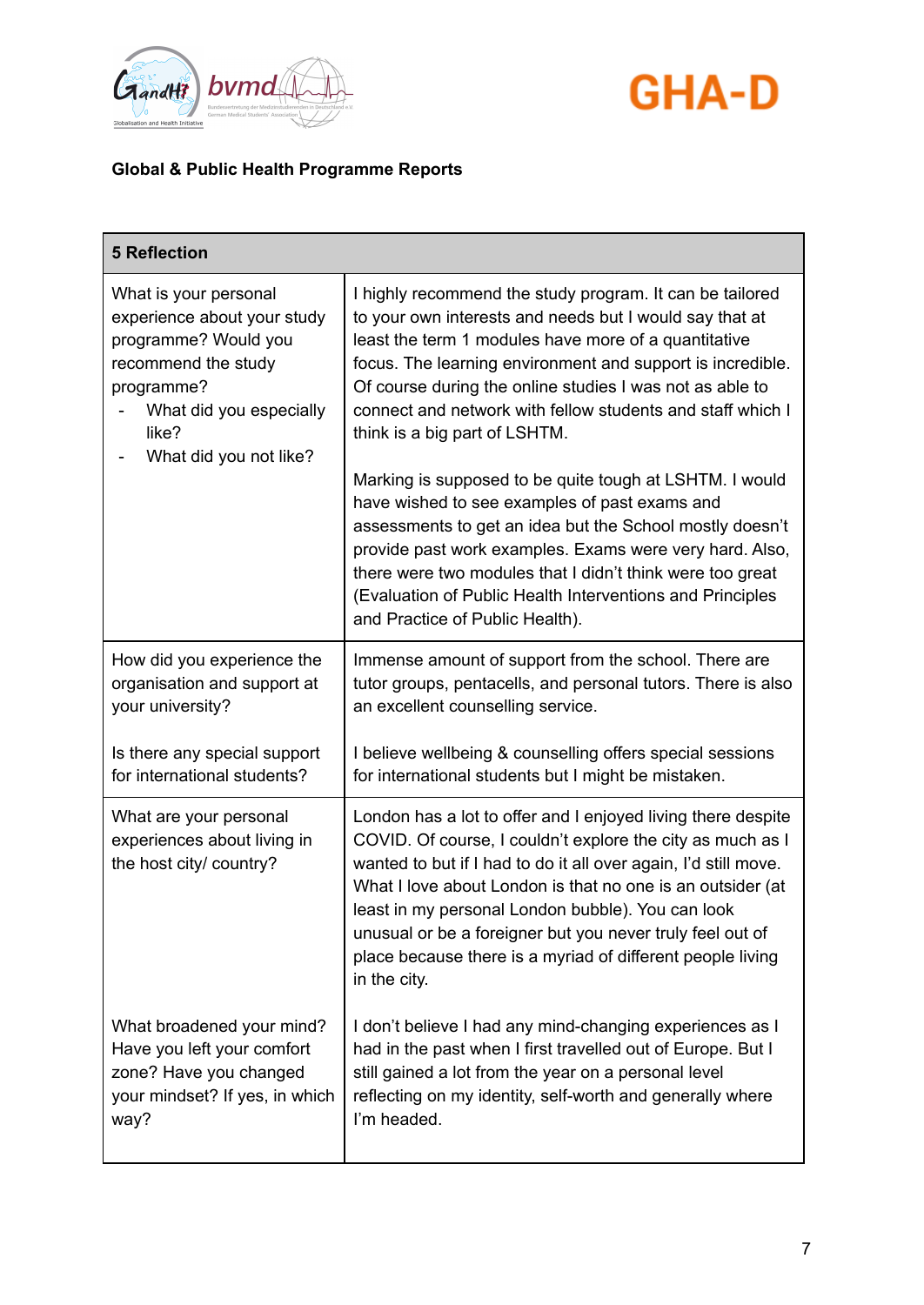**Global & Public Health Programme Reports**

| 5 Reflection | |
|---|---|
| What is your personal experience about your study programme? Would you recommend the study programme?<br>- What did you especially like?<br>- What did you not like? | I highly recommend the study program. It can be tailored to your own interests and needs but I would say that at least the term 1 modules have more of a quantitative focus. The learning environment and support is incredible. Of course during the online studies I was not as able to connect and network with fellow students and staff which I think is a big part of LSHTM.<br><br>Marking is supposed to be quite tough at LSHTM. I would have wished to see examples of past exams and assessments to get an idea but the School mostly doesn't provide past work examples. Exams were very hard. Also, there were two modules that I didn't think were too great (Evaluation of Public Health Interventions and Principles and Practice of Public Health). |
| How did you experience the organisation and support at your university?<br><br>Is there any special support for international students? | Immense amount of support from the school. There are tutor groups, pentacells, and personal tutors. There is also an excellent counselling service.<br><br>I believe wellbeing & counselling offers special sessions for international students but I might be mistaken. |
| What are your personal experiences about living in the host city/ country?<br><br>What broadened your mind? Have you left your comfort zone? Have you changed your mindset? If yes, in which way? | London has a lot to offer and I enjoyed living there despite COVID. Of course, I couldn't explore the city as much as I wanted to but if I had to do it all over again, I'd still move. What I love about London is that no one is an outsider (at least in my personal London bubble). You can look unusual or be a foreigner but you never truly feel out of place because there is a myriad of different people living in the city.<br><br>I don't believe I had any mind-changing experiences as I had in the past when I first travelled out of Europe. But I still gained a lot from the year on a personal level reflecting on my identity, self-worth and generally where I'm headed. |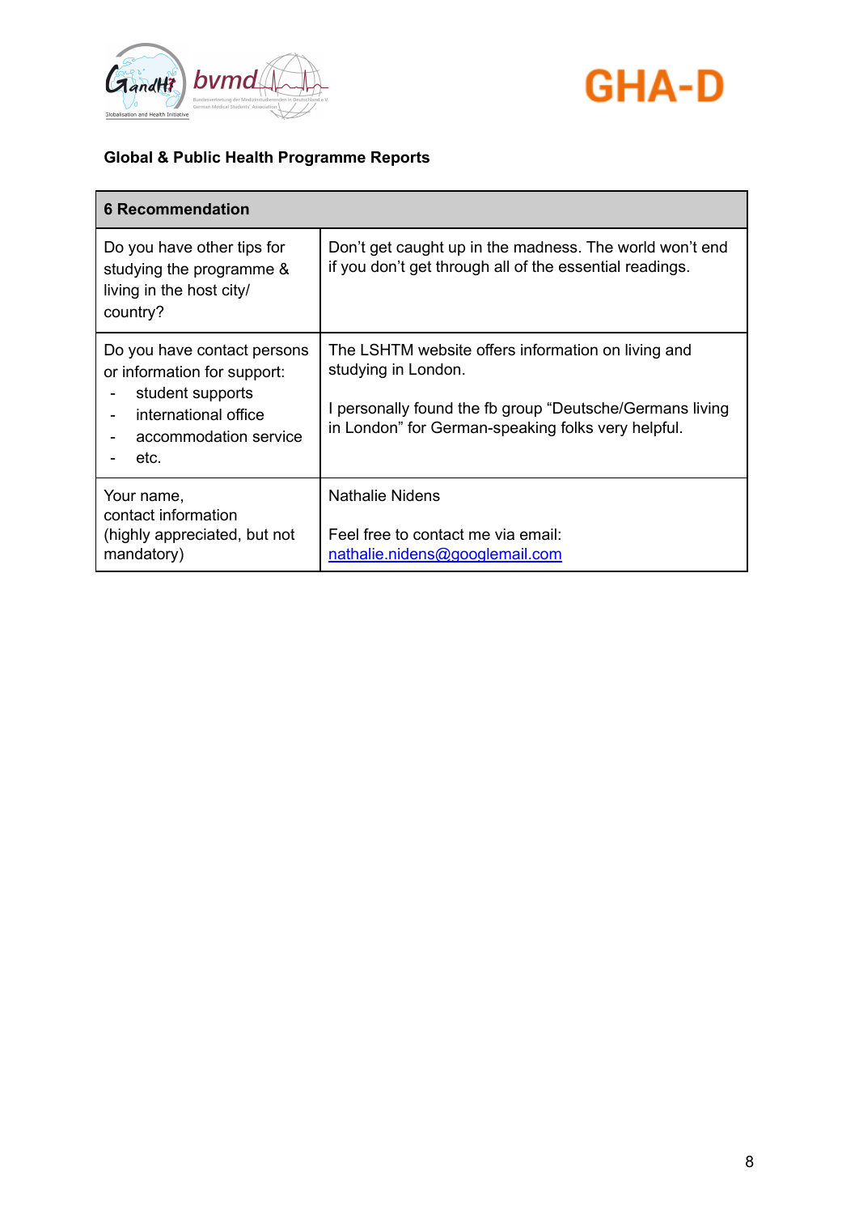**Global & Public Health Programme Reports**

| 6 Recommendation | |
|---|---|
| Do you have other tips for studying the programme & living in the host city/ country? | Don't get caught up in the madness. The world won't end if you don't get through all of the essential readings. |
| Do you have contact persons or information for support:<br>- student supports<br>- international office<br>- accommodation service<br>- etc. | The LSHTM website offers information on living and studying in London.<br><br>I personally found the fb group "Deutsche/Germans living in London" for German-speaking folks very helpful. |
| Your name, contact information (highly appreciated, but not mandatory) | Nathalie Nidens<br><br>Feel free to contact me via email: nathalie.nidens@googlemail.com |